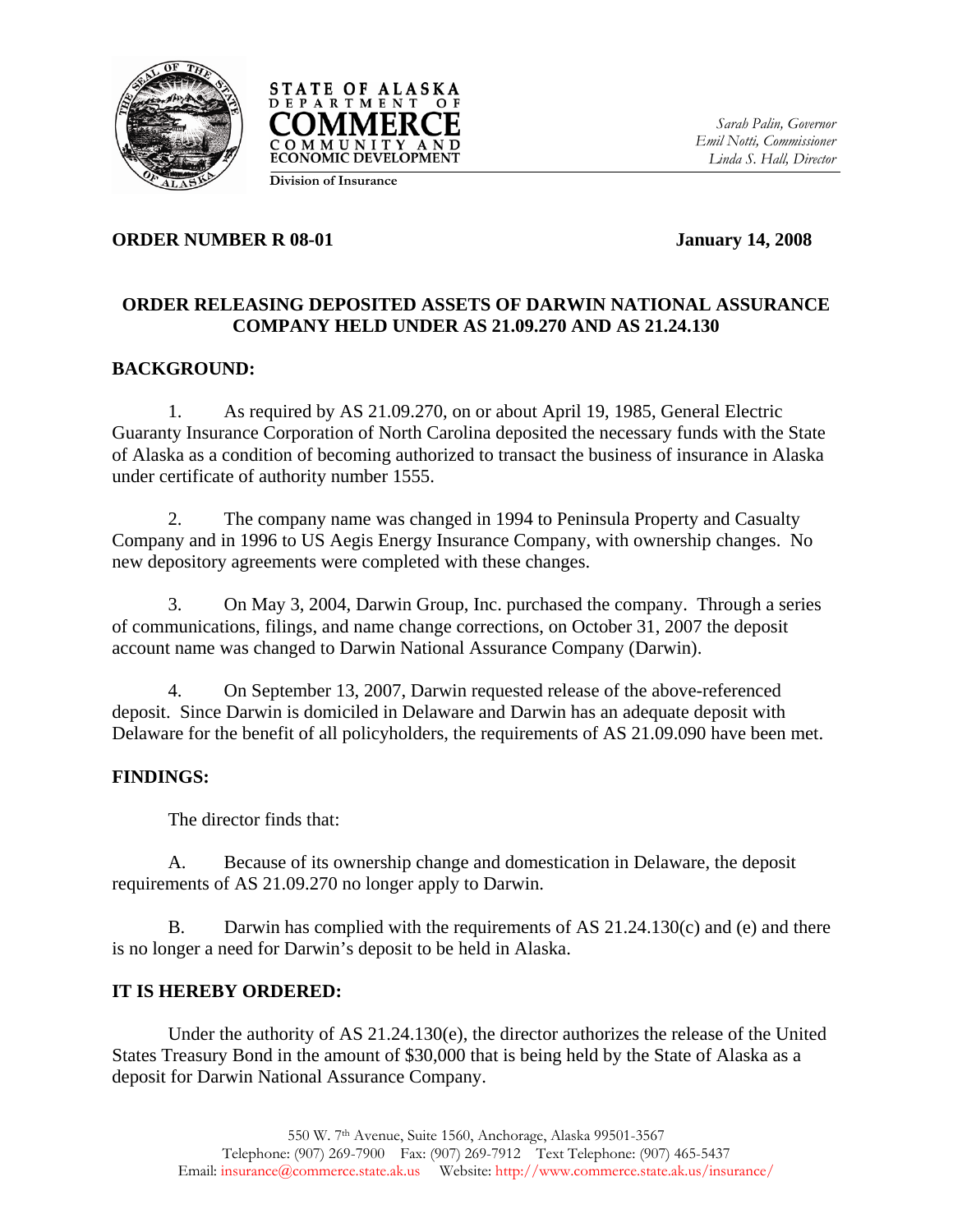**STATE OF ALASKA**
**DEPARTMENT OF**
**COMMERCE**
**COMMUNITY AND**
**ECONOMIC DEVELOPMENT**

**Division of Insurance**

*Sarah Palin, Governor*
*Emil Notti, Commissioner*
*Linda S. Hall, Director*

**ORDER NUMBER R 08-01** **January 14, 2008**

## ORDER RELEASING DEPOSITED ASSETS OF DARWIN NATIONAL ASSURANCE COMPANY HELD UNDER AS 21.09.270 AND AS 21.24.130

## BACKGROUND:

1. As required by AS 21.09.270, on or about April 19, 1985, General Electric Guaranty Insurance Corporation of North Carolina deposited the necessary funds with the State of Alaska as a condition of becoming authorized to transact the business of insurance in Alaska under certificate of authority number 1555.

2. The company name was changed in 1994 to Peninsula Property and Casualty Company and in 1996 to US Aegis Energy Insurance Company, with ownership changes. No new depository agreements were completed with these changes.

3. On May 3, 2004, Darwin Group, Inc. purchased the company. Through a series of communications, filings, and name change corrections, on October 31, 2007 the deposit account name was changed to Darwin National Assurance Company (Darwin).

4. On September 13, 2007, Darwin requested release of the above-referenced deposit. Since Darwin is domiciled in Delaware and Darwin has an adequate deposit with Delaware for the benefit of all policyholders, the requirements of AS 21.09.090 have been met.

## FINDINGS:

The director finds that:

A. Because of its ownership change and domestication in Delaware, the deposit requirements of AS 21.09.270 no longer apply to Darwin.

B. Darwin has complied with the requirements of AS 21.24.130(c) and (e) and there is no longer a need for Darwin's deposit to be held in Alaska.

## IT IS HEREBY ORDERED:

Under the authority of AS 21.24.130(e), the director authorizes the release of the United States Treasury Bond in the amount of $30,000 that is being held by the State of Alaska as a deposit for Darwin National Assurance Company.

550 W. 7th Avenue, Suite 1560, Anchorage, Alaska 99501-3567
Telephone: (907) 269-7900 Fax: (907) 269-7912 Text Telephone: (907) 465-5437
Email: insurance@commerce.state.ak.us Website: http://www.commerce.state.ak.us/insurance/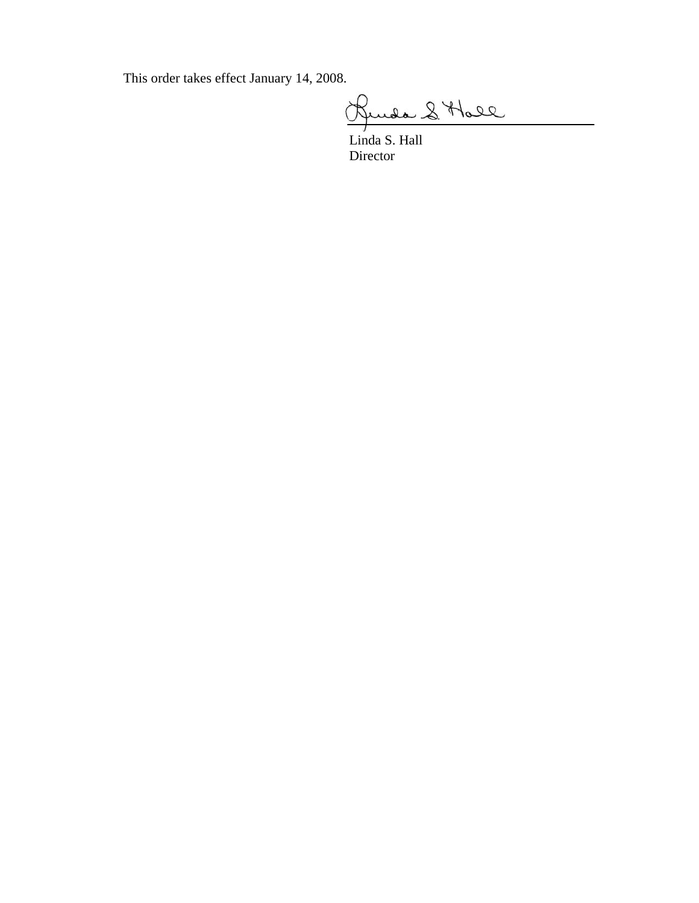This order takes effect January 14, 2008.

Linda S. Hall
Director